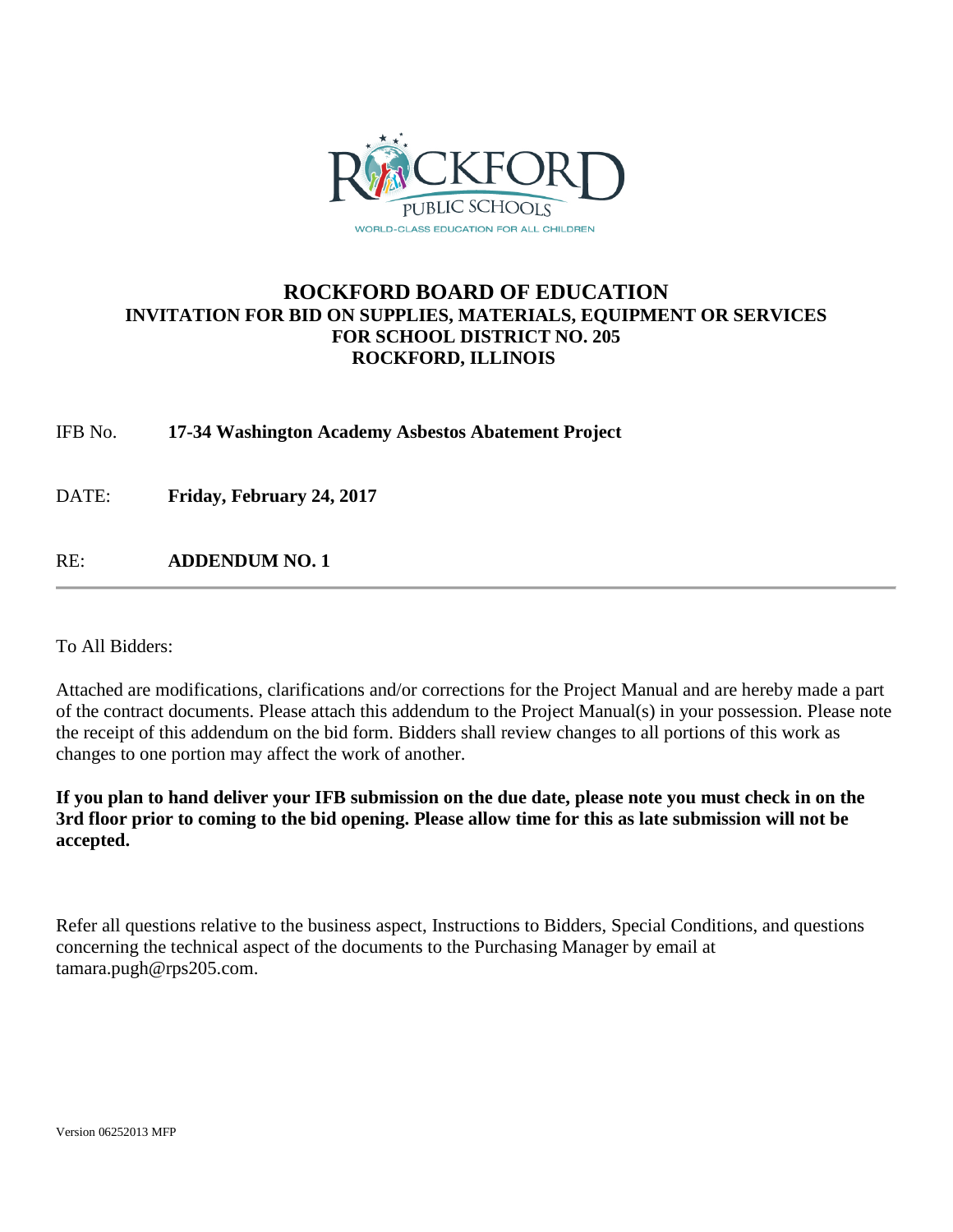ROCKFORD PUBLIC SCHOOLS

WORLD-CLASS EDUCATION FOR ALL CHILDREN

# ROCKFORD BOARD OF EDUCATION

## INVITATION FOR BID ON SUPPLIES, MATERIALS, EQUIPMENT OR SERVICES FOR SCHOOL DISTRICT NO. 205 ROCKFORD, ILLINOIS

IFB No. **17-34 Washington Academy Asbestos Abatement Project**

DATE: **Friday, February 24, 2017**

RE: **ADDENDUM NO. 1**

---

To All Bidders:

Attached are modifications, clarifications and/or corrections for the Project Manual and are hereby made a part of the contract documents. Please attach this addendum to the Project Manual(s) in your possession. Please note the receipt of this addendum on the bid form. Bidders shall review changes to all portions of this work as changes to one portion may affect the work of another.

**If you plan to hand deliver your IFB submission on the due date, please note you must check in on the 3rd floor prior to coming to the bid opening. Please allow time for this as late submission will not be accepted.**

Refer all questions relative to the business aspect, Instructions to Bidders, Special Conditions, and questions concerning the technical aspect of the documents to the Purchasing Manager by email at tamara.pugh@rps205.com.

Version 06252013 MFP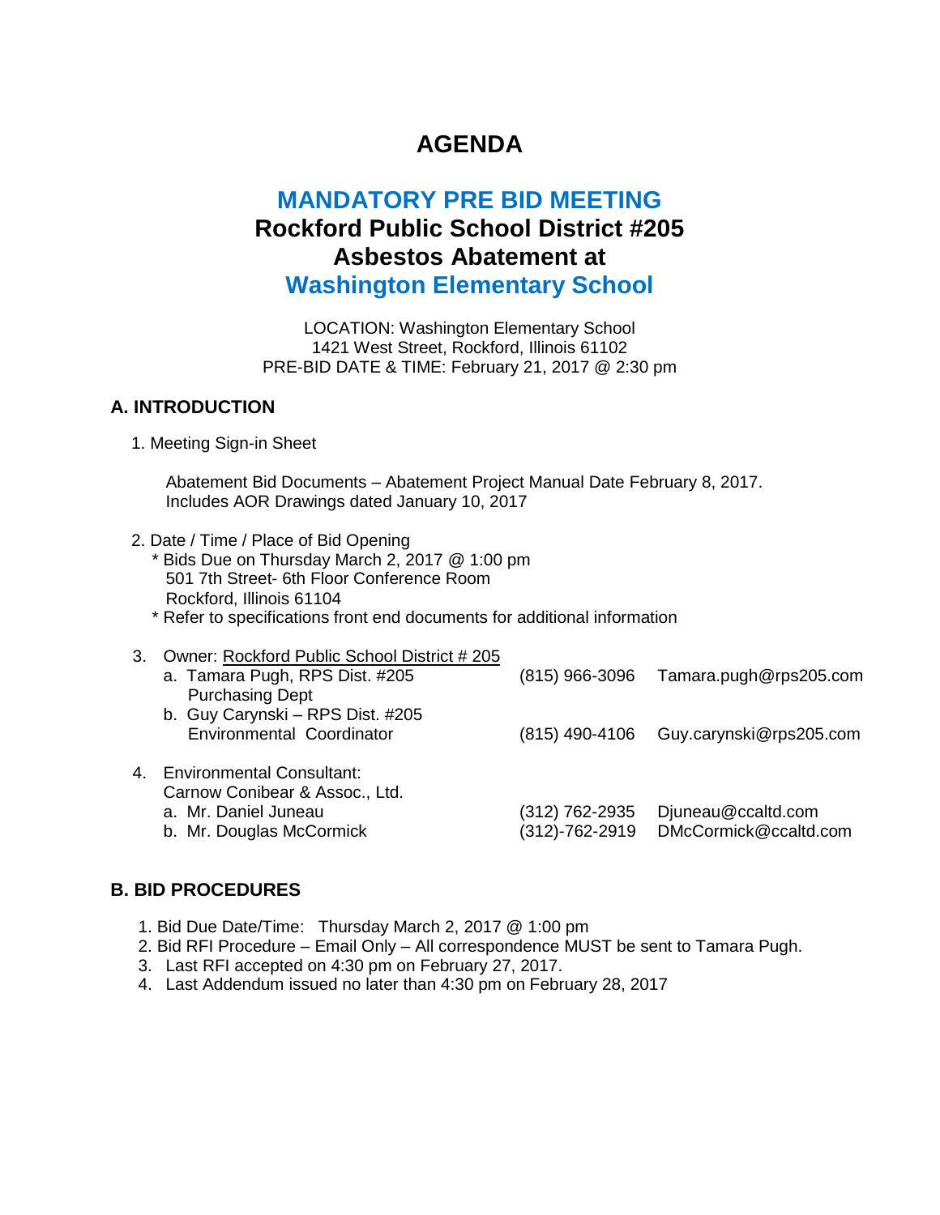# AGENDA

## MANDATORY PRE BID MEETING
## Rockford Public School District #205
## Asbestos Abatement at
## Washington Elementary School

LOCATION: Washington Elementary School
1421 West Street, Rockford, Illinois 61102
PRE-BID DATE & TIME: February 21, 2017 @ 2:30 pm

### A. INTRODUCTION

1. Meeting Sign-in Sheet

   Abatement Bid Documents – Abatement Project Manual Date February 8, 2017.
   Includes AOR Drawings dated January 10, 2017

2. Date / Time / Place of Bid Opening
   * Bids Due on Thursday March 2, 2017 @ 1:00 pm
     501 7th Street- 6th Floor Conference Room
     Rockford, Illinois 61104
   * Refer to specifications front end documents for additional information

3. Owner: Rockford Public School District # 205
   a. Tamara Pugh, RPS Dist. #205 Purchasing Dept — (815) 966-3096 — Tamara.pugh@rps205.com
   b. Guy Carynski – RPS Dist. #205 Environmental Coordinator — (815) 490-4106 — Guy.carynski@rps205.com

4. Environmental Consultant:
   Carnow Conibear & Assoc., Ltd.
   a. Mr. Daniel Juneau — (312) 762-2935 — Djuneau@ccaltd.com
   b. Mr. Douglas McCormick — (312)-762-2919 — DMcCormick@ccaltd.com

### B. BID PROCEDURES

1. Bid Due Date/Time: Thursday March 2, 2017 @ 1:00 pm
2. Bid RFI Procedure – Email Only – All correspondence MUST be sent to Tamara Pugh.
3. Last RFI accepted on 4:30 pm on February 27, 2017.
4. Last Addendum issued no later than 4:30 pm on February 28, 2017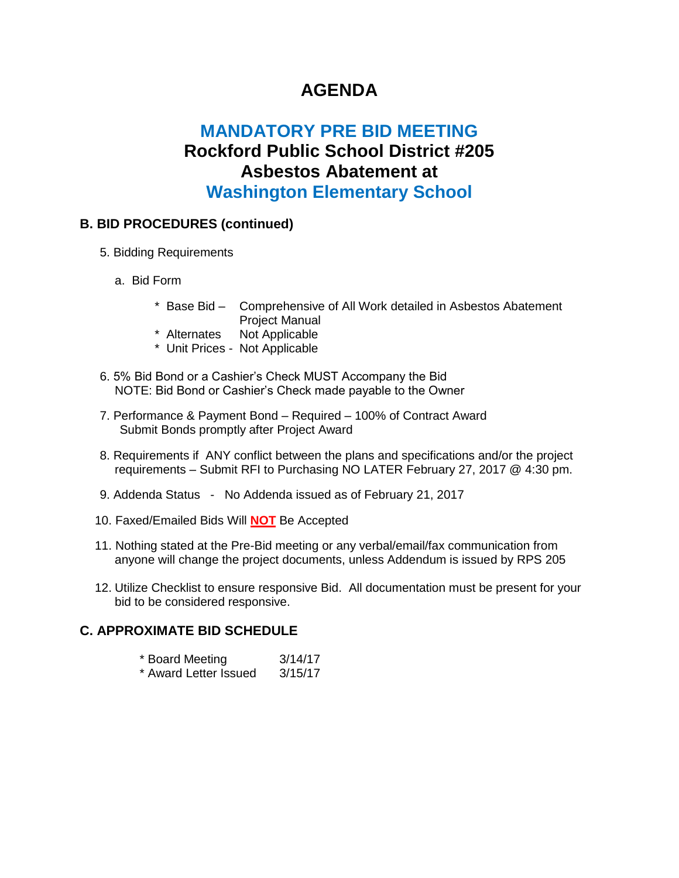# AGENDA

## MANDATORY PRE BID MEETING
## Rockford Public School District #205
## Asbestos Abatement at
## Washington Elementary School

### B. BID PROCEDURES (continued)

5. Bidding Requirements

   a. Bid Form

      * Base Bid – Comprehensive of All Work detailed in Asbestos Abatement Project Manual
      * Alternates Not Applicable
      * Unit Prices - Not Applicable

6. 5% Bid Bond or a Cashier's Check MUST Accompany the Bid
   NOTE: Bid Bond or Cashier's Check made payable to the Owner

7. Performance & Payment Bond – Required – 100% of Contract Award
   Submit Bonds promptly after Project Award

8. Requirements if ANY conflict between the plans and specifications and/or the project requirements – Submit RFI to Purchasing NO LATER February 27, 2017 @ 4:30 pm.

9. Addenda Status - No Addenda issued as of February 21, 2017

10. Faxed/Emailed Bids Will **NOT** Be Accepted

11. Nothing stated at the Pre-Bid meeting or any verbal/email/fax communication from anyone will change the project documents, unless Addendum is issued by RPS 205

12. Utilize Checklist to ensure responsive Bid. All documentation must be present for your bid to be considered responsive.

### C. APPROXIMATE BID SCHEDULE

* Board Meeting 3/14/17
* Award Letter Issued 3/15/17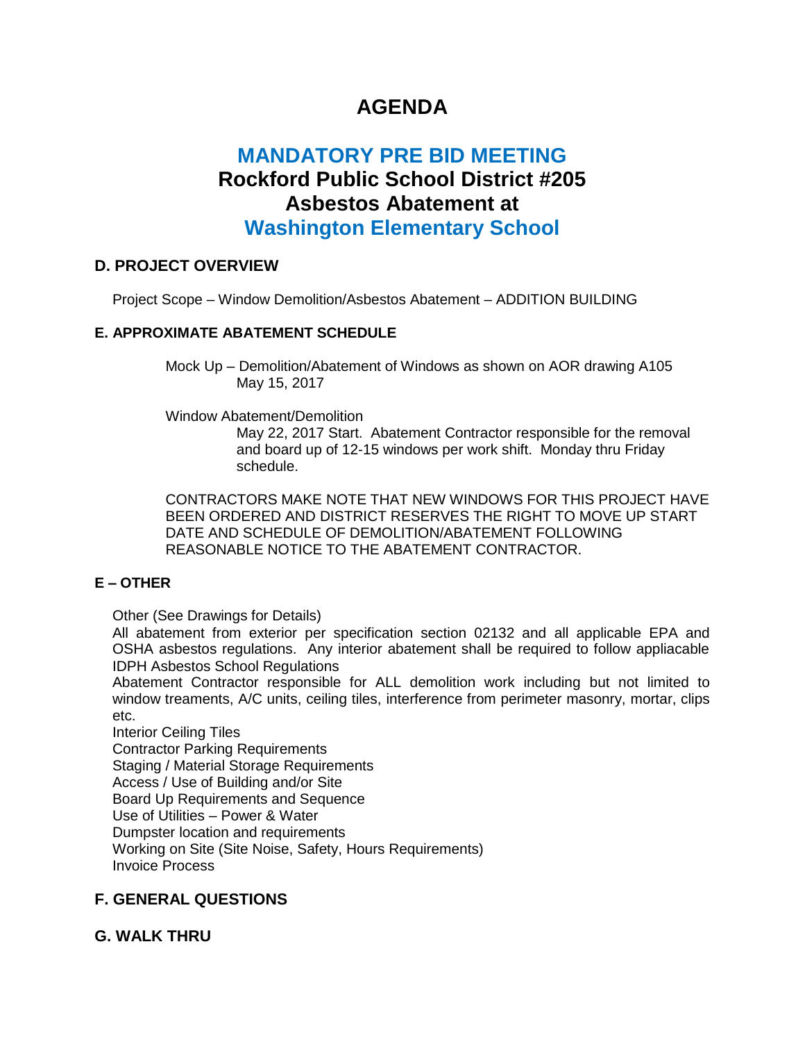# AGENDA

## MANDATORY PRE BID MEETING
## Rockford Public School District #205
## Asbestos Abatement at
## Washington Elementary School

### D. PROJECT OVERVIEW

Project Scope – Window Demolition/Asbestos Abatement – ADDITION BUILDING

### E. APPROXIMATE ABATEMENT SCHEDULE

Mock Up – Demolition/Abatement of Windows as shown on AOR drawing A105
May 15, 2017

Window Abatement/Demolition
May 22, 2017 Start. Abatement Contractor responsible for the removal and board up of 12-15 windows per work shift. Monday thru Friday schedule.

CONTRACTORS MAKE NOTE THAT NEW WINDOWS FOR THIS PROJECT HAVE BEEN ORDERED AND DISTRICT RESERVES THE RIGHT TO MOVE UP START DATE AND SCHEDULE OF DEMOLITION/ABATEMENT FOLLOWING REASONABLE NOTICE TO THE ABATEMENT CONTRACTOR.

### E – OTHER

Other (See Drawings for Details)
All abatement from exterior per specification section 02132 and all applicable EPA and OSHA asbestos regulations. Any interior abatement shall be required to follow appliacable IDPH Asbestos School Regulations
Abatement Contractor responsible for ALL demolition work including but not limited to window treaments, A/C units, ceiling tiles, interference from perimeter masonry, mortar, clips etc.
Interior Ceiling Tiles
Contractor Parking Requirements
Staging / Material Storage Requirements
Access / Use of Building and/or Site
Board Up Requirements and Sequence
Use of Utilities – Power & Water
Dumpster location and requirements
Working on Site (Site Noise, Safety, Hours Requirements)
Invoice Process

### F. GENERAL QUESTIONS

### G. WALK THRU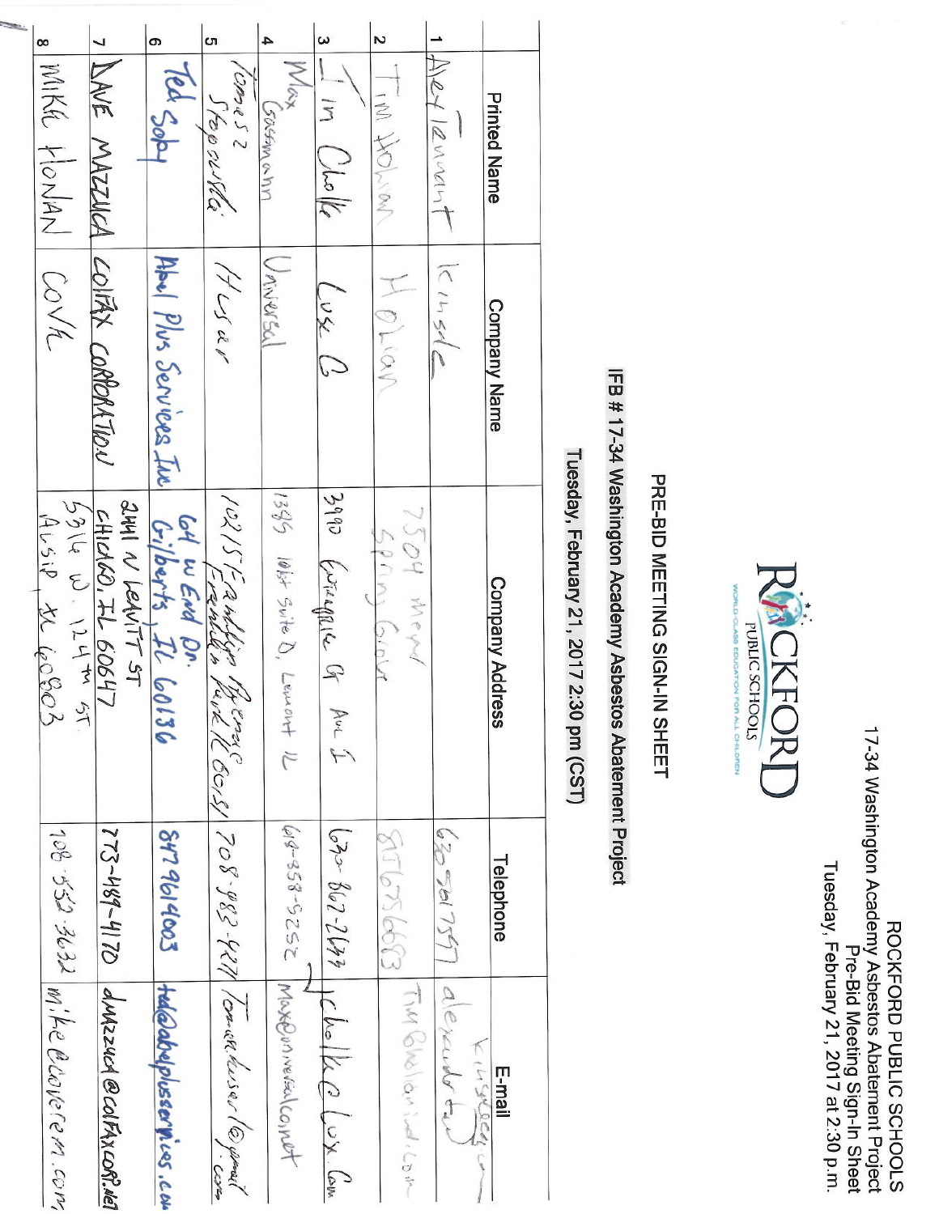ROCKFORD PUBLIC SCHOOLS
17-34 Washington Academy Asbestos Abatement Project
Pre-Bid Meeting Sign-In Sheet
Tuesday, February 21, 2017 at 2:30 p.m.

ROCKFORD PUBLIC SCHOOLS
WORLD-CLASS EDUCATION FOR ALL CHILDREN

# PRE-BID MEETING SIGN-IN SHEET

## IFB # 17-34 Washington Academy Asbestos Abatement Project

Tuesday, February 21, 2017 2:30 pm (CST)

| | Printed Name | Company Name | Company Address | Telephone | E-mail |
|---|---|---|---|---|---|
| 1 | Alex Tennant | Kinsale | | 630 501 7597 | alexander@kinsalecorp... |
| 2 | Tim Holian | Holian | 7504 Meyer Spring Grove | 8156756663 | Tim@holianind.com |
| 3 | Jim Cholk | Lux C | 3990 Enterprise Ct Ave I | 630-862-2647 | jcholk@Lux.Com |
| 4 | Max Grossmann | Universal | 1389 101st Suite D, Lemont IL | 618-358-5252 | Max@universal.com |
| 5 | James Stepowski | Huser | 10215 Franklin Avenue Franklin Park IL 60131 | 708-983-4271 | Jameshuser@gmail.com |
| 6 | Ted Sopy | Abel Plus Services Inc | 604 W End Dr. Gilberts, IL 60136 | 8479614003 | ted@abelplusservices.com |
| 7 | DAVE MAZZUCA | COLFAX CORPORATION | 2441 N LEAVITT ST CHICAGO, IL 60647 | 773-489-4170 | dmazzuca@colfaxcorp.net |
| 8 | MIKE HONAN | COVR | 5316 W. 124th ST ALSIP, IL 60803 | 708 552 3632 | mike@covrem.com |